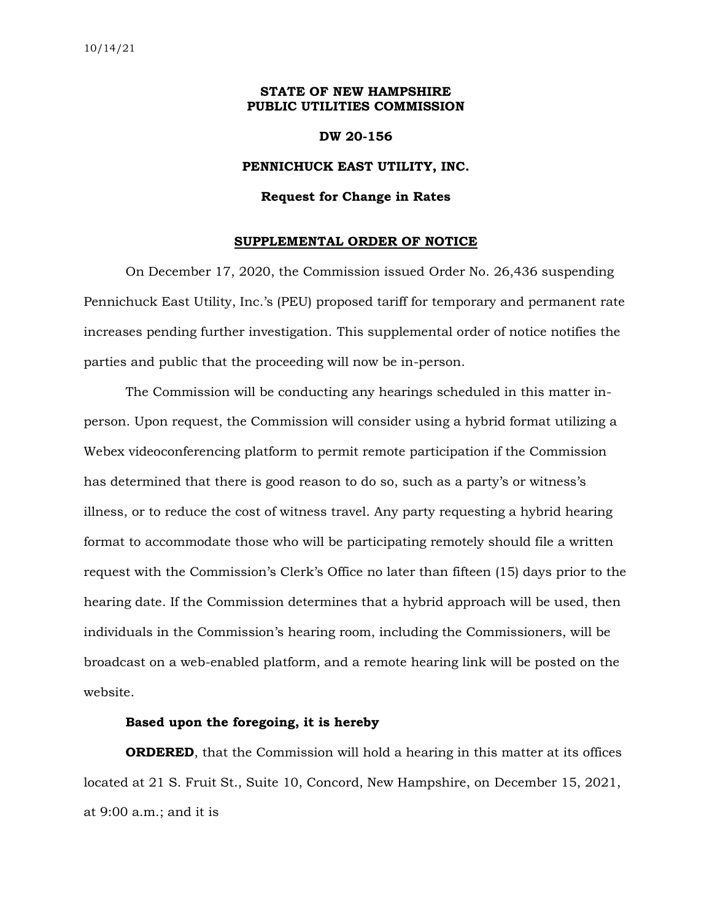10/14/21

**STATE OF NEW HAMPSHIRE**
**PUBLIC UTILITIES COMMISSION**

**DW 20-156**

**PENNICHUCK EAST UTILITY, INC.**

**Request for Change in Rates**

**SUPPLEMENTAL ORDER OF NOTICE**

On December 17, 2020, the Commission issued Order No. 26,436 suspending Pennichuck East Utility, Inc.'s (PEU) proposed tariff for temporary and permanent rate increases pending further investigation. This supplemental order of notice notifies the parties and public that the proceeding will now be in-person.

The Commission will be conducting any hearings scheduled in this matter in-person. Upon request, the Commission will consider using a hybrid format utilizing a Webex videoconferencing platform to permit remote participation if the Commission has determined that there is good reason to do so, such as a party's or witness's illness, or to reduce the cost of witness travel. Any party requesting a hybrid hearing format to accommodate those who will be participating remotely should file a written request with the Commission's Clerk's Office no later than fifteen (15) days prior to the hearing date. If the Commission determines that a hybrid approach will be used, then individuals in the Commission's hearing room, including the Commissioners, will be broadcast on a web-enabled platform, and a remote hearing link will be posted on the website.

**Based upon the foregoing, it is hereby**

**ORDERED**, that the Commission will hold a hearing in this matter at its offices located at 21 S. Fruit St., Suite 10, Concord, New Hampshire, on December 15, 2021, at 9:00 a.m.; and it is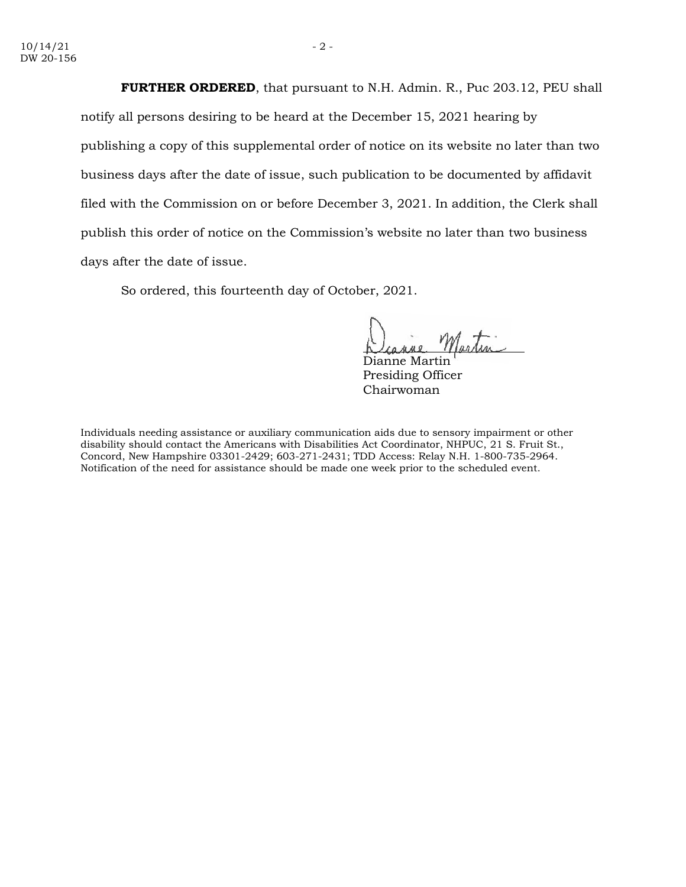**FURTHER ORDERED**, that pursuant to N.H. Admin. R., Puc 203.12, PEU shall notify all persons desiring to be heard at the December 15, 2021 hearing by publishing a copy of this supplemental order of notice on its website no later than two business days after the date of issue, such publication to be documented by affidavit filed with the Commission on or before December 3, 2021. In addition, the Clerk shall publish this order of notice on the Commission's website no later than two business days after the date of issue.

So ordered, this fourteenth day of October, 2021.

Dianne Martin
Presiding Officer
Chairwoman

Individuals needing assistance or auxiliary communication aids due to sensory impairment or other disability should contact the Americans with Disabilities Act Coordinator, NHPUC, 21 S. Fruit St., Concord, New Hampshire 03301-2429; 603-271-2431; TDD Access: Relay N.H. 1-800-735-2964. Notification of the need for assistance should be made one week prior to the scheduled event.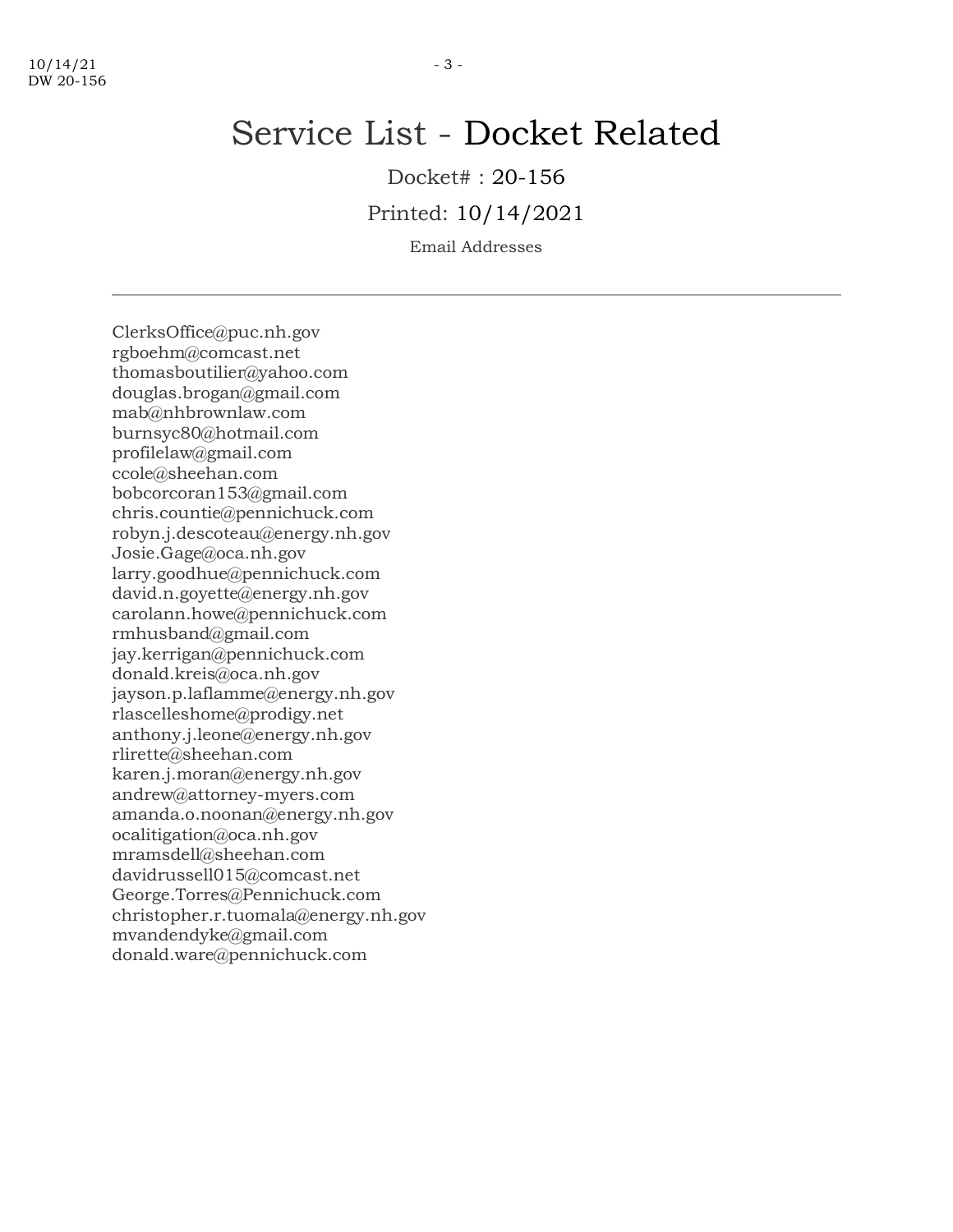# Service List - Docket Related

Docket# : 20-156

Printed: 10/14/2021

Email Addresses

---

ClerksOffice@puc.nh.gov
rgboehm@comcast.net
thomasboutilier@yahoo.com
douglas.brogan@gmail.com
mab@nhbrownlaw.com
burnsyc80@hotmail.com
profilelaw@gmail.com
ccole@sheehan.com
bobcorcoran153@gmail.com
chris.countie@pennichuck.com
robyn.j.descoteau@energy.nh.gov
Josie.Gage@oca.nh.gov
larry.goodhue@pennichuck.com
david.n.goyette@energy.nh.gov
carolann.howe@pennichuck.com
rmhusband@gmail.com
jay.kerrigan@pennichuck.com
donald.kreis@oca.nh.gov
jayson.p.laflamme@energy.nh.gov
rlascelleshome@prodigy.net
anthony.j.leone@energy.nh.gov
rlirette@sheehan.com
karen.j.moran@energy.nh.gov
andrew@attorney-myers.com
amanda.o.noonan@energy.nh.gov
ocalitigation@oca.nh.gov
mramsdell@sheehan.com
davidrussell015@comcast.net
George.Torres@Pennichuck.com
christopher.r.tuomala@energy.nh.gov
mvandendyke@gmail.com
donald.ware@pennichuck.com